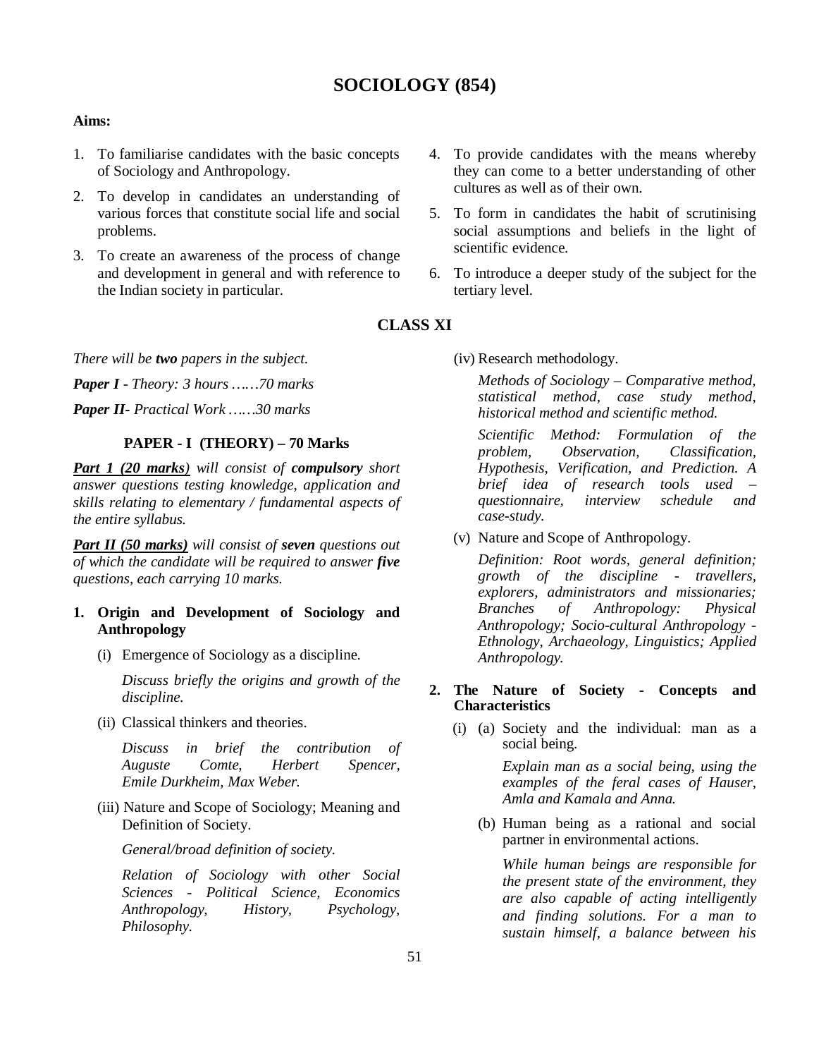# SOCIOLOGY (854)

**Aims:**

1. To familiarise candidates with the basic concepts of Sociology and Anthropology.
2. To develop in candidates an understanding of various forces that constitute social life and social problems.
3. To create an awareness of the process of change and development in general and with reference to the Indian society in particular.
4. To provide candidates with the means whereby they can come to a better understanding of other cultures as well as of their own.
5. To form in candidates the habit of scrutinising social assumptions and beliefs in the light of scientific evidence.
6. To introduce a deeper study of the subject for the tertiary level.

## CLASS XI

*There will be **two** papers in the subject.*

***Paper I** - Theory: 3 hours ……70 marks*

***Paper II**- Practical Work ……30 marks*

### PAPER - I (THEORY) – 70 Marks

***Part 1 (20 marks)** will consist of **compulsory** short answer questions testing knowledge, application and skills relating to elementary / fundamental aspects of the entire syllabus.*

***Part II (50 marks)** will consist of **seven** questions out of which the candidate will be required to answer **five** questions, each carrying 10 marks.*

**1. Origin and Development of Sociology and Anthropology**

(i) Emergence of Sociology as a discipline.

*Discuss briefly the origins and growth of the discipline.*

(ii) Classical thinkers and theories.

*Discuss in brief the contribution of Auguste Comte, Herbert Spencer, Emile Durkheim, Max Weber.*

(iii) Nature and Scope of Sociology; Meaning and Definition of Society.

*General/broad definition of society.*

*Relation of Sociology with other Social Sciences - Political Science, Economics Anthropology, History, Psychology, Philosophy.*

(iv) Research methodology.

*Methods of Sociology – Comparative method, statistical method, case study method, historical method and scientific method.*

*Scientific Method: Formulation of the problem, Observation, Classification, Hypothesis, Verification, and Prediction. A brief idea of research tools used – questionnaire, interview schedule and case-study.*

(v) Nature and Scope of Anthropology.

*Definition: Root words, general definition; growth of the discipline - travellers, explorers, administrators and missionaries; Branches of Anthropology: Physical Anthropology; Socio-cultural Anthropology - Ethnology, Archaeology, Linguistics; Applied Anthropology.*

**2. The Nature of Society - Concepts and Characteristics**

(i) (a) Society and the individual: man as a social being.

*Explain man as a social being, using the examples of the feral cases of Hauser, Amla and Kamala and Anna.*

(b) Human being as a rational and social partner in environmental actions.

*While human beings are responsible for the present state of the environment, they are also capable of acting intelligently and finding solutions. For a man to sustain himself, a balance between his*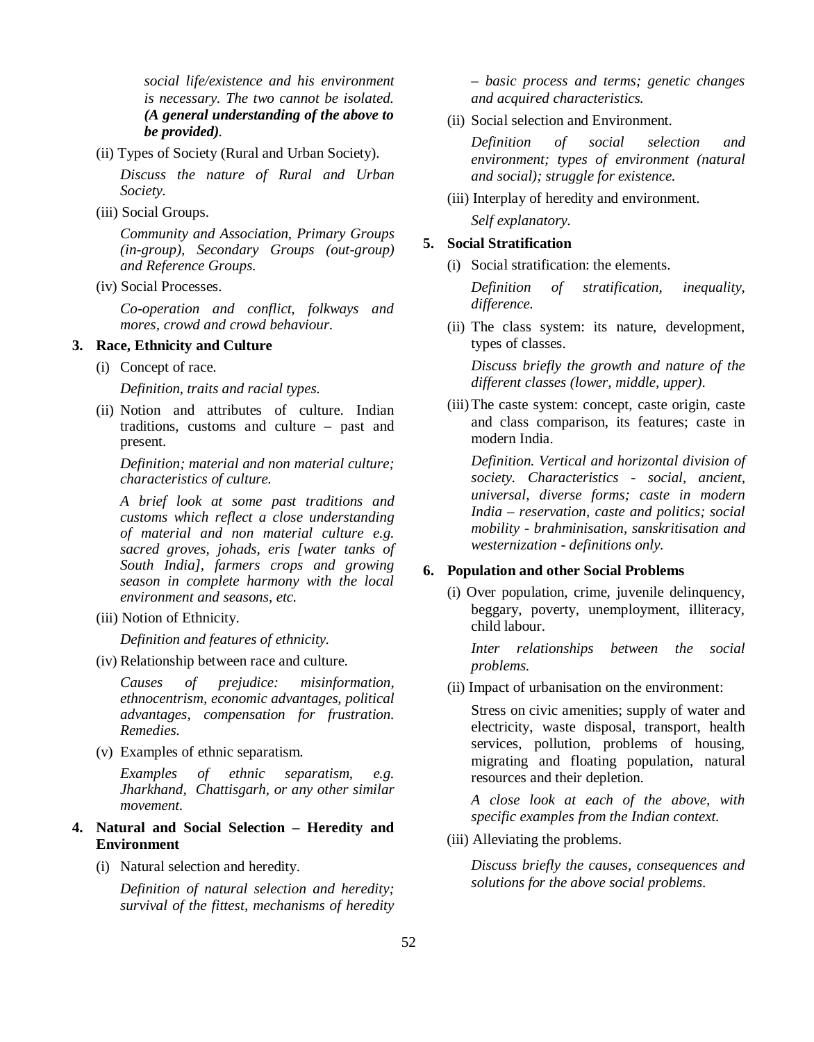*social life/existence and his environment is necessary. The two cannot be isolated.* ***(A general understanding of the above to be provided)****.*

(ii) Types of Society (Rural and Urban Society).

*Discuss the nature of Rural and Urban Society.*

(iii) Social Groups.

*Community and Association, Primary Groups (in-group), Secondary Groups (out-group) and Reference Groups.*

(iv) Social Processes.

*Co-operation and conflict, folkways and mores, crowd and crowd behaviour.*

**3. Race, Ethnicity and Culture**

(i) Concept of race.

*Definition, traits and racial types.*

(ii) Notion and attributes of culture. Indian traditions, customs and culture – past and present.

*Definition; material and non material culture; characteristics of culture.*

*A brief look at some past traditions and customs which reflect a close understanding of material and non material culture e.g. sacred groves, johads, eris [water tanks of South India], farmers crops and growing season in complete harmony with the local environment and seasons, etc.*

(iii) Notion of Ethnicity.

*Definition and features of ethnicity.*

(iv) Relationship between race and culture.

*Causes of prejudice: misinformation, ethnocentrism, economic advantages, political advantages, compensation for frustration. Remedies.*

(v) Examples of ethnic separatism.

*Examples of ethnic separatism, e.g. Jharkhand, Chattisgarh, or any other similar movement.*

**4. Natural and Social Selection – Heredity and Environment**

(i) Natural selection and heredity.

*Definition of natural selection and heredity; survival of the fittest, mechanisms of heredity – basic process and terms; genetic changes and acquired characteristics.*

(ii) Social selection and Environment.

*Definition of social selection and environment; types of environment (natural and social); struggle for existence.*

(iii) Interplay of heredity and environment.

*Self explanatory.*

**5. Social Stratification**

(i) Social stratification: the elements.

*Definition of stratification, inequality, difference.*

(ii) The class system: its nature, development, types of classes.

*Discuss briefly the growth and nature of the different classes (lower, middle, upper).*

(iii) The caste system: concept, caste origin, caste and class comparison, its features; caste in modern India.

*Definition. Vertical and horizontal division of society. Characteristics - social, ancient, universal, diverse forms; caste in modern India – reservation, caste and politics; social mobility - brahminisation, sanskritisation and westernization - definitions only.*

**6. Population and other Social Problems**

(i) Over population, crime, juvenile delinquency, beggary, poverty, unemployment, illiteracy, child labour.

*Inter relationships between the social problems.*

(ii) Impact of urbanisation on the environment:

Stress on civic amenities; supply of water and electricity, waste disposal, transport, health services, pollution, problems of housing, migrating and floating population, natural resources and their depletion.

*A close look at each of the above, with specific examples from the Indian context.*

(iii) Alleviating the problems.

*Discuss briefly the causes, consequences and solutions for the above social problems.*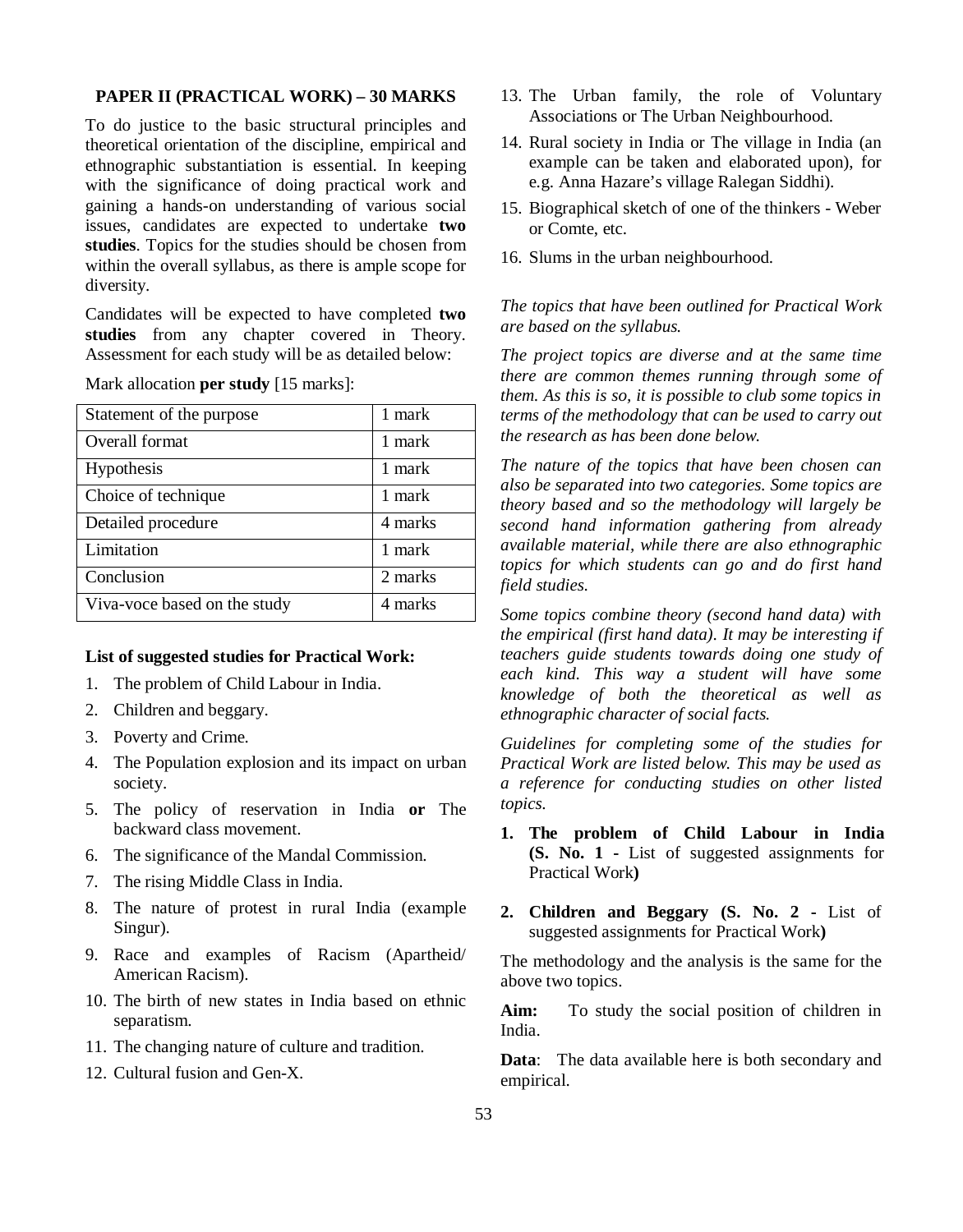## PAPER II (PRACTICAL WORK) – 30 MARKS

To do justice to the basic structural principles and theoretical orientation of the discipline, empirical and ethnographic substantiation is essential. In keeping with the significance of doing practical work and gaining a hands-on understanding of various social issues, candidates are expected to undertake **two studies**. Topics for the studies should be chosen from within the overall syllabus, as there is ample scope for diversity.

Candidates will be expected to have completed **two studies** from any chapter covered in Theory. Assessment for each study will be as detailed below:

Mark allocation **per study** [15 marks]:

| Statement of the purpose | 1 mark |
|---|---|
| Overall format | 1 mark |
| Hypothesis | 1 mark |
| Choice of technique | 1 mark |
| Detailed procedure | 4 marks |
| Limitation | 1 mark |
| Conclusion | 2 marks |
| Viva-voce based on the study | 4 marks |

**List of suggested studies for Practical Work:**

1. The problem of Child Labour in India.
2. Children and beggary.
3. Poverty and Crime.
4. The Population explosion and its impact on urban society.
5. The policy of reservation in India **or** The backward class movement.
6. The significance of the Mandal Commission.
7. The rising Middle Class in India.
8. The nature of protest in rural India (example Singur).
9. Race and examples of Racism (Apartheid/ American Racism).
10. The birth of new states in India based on ethnic separatism.
11. The changing nature of culture and tradition.
12. Cultural fusion and Gen-X.
13. The Urban family, the role of Voluntary Associations or The Urban Neighbourhood.
14. Rural society in India or The village in India (an example can be taken and elaborated upon), for e.g. Anna Hazare's village Ralegan Siddhi).
15. Biographical sketch of one of the thinkers - Weber or Comte, etc.
16. Slums in the urban neighbourhood.

*The topics that have been outlined for Practical Work are based on the syllabus.*

*The project topics are diverse and at the same time there are common themes running through some of them. As this is so, it is possible to club some topics in terms of the methodology that can be used to carry out the research as has been done below.*

*The nature of the topics that have been chosen can also be separated into two categories. Some topics are theory based and so the methodology will largely be second hand information gathering from already available material, while there are also ethnographic topics for which students can go and do first hand field studies.*

*Some topics combine theory (second hand data) with the empirical (first hand data). It may be interesting if teachers guide students towards doing one study of each kind. This way a student will have some knowledge of both the theoretical as well as ethnographic character of social facts.*

*Guidelines for completing some of the studies for Practical Work are listed below. This may be used as a reference for conducting studies on other listed topics.*

1. **The problem of Child Labour in India (S. No. 1 -** List of suggested assignments for Practical Work**)**
2. **Children and Beggary (S. No. 2 -** List of suggested assignments for Practical Work**)**

The methodology and the analysis is the same for the above two topics.

**Aim:** To study the social position of children in India.

**Data**: The data available here is both secondary and empirical.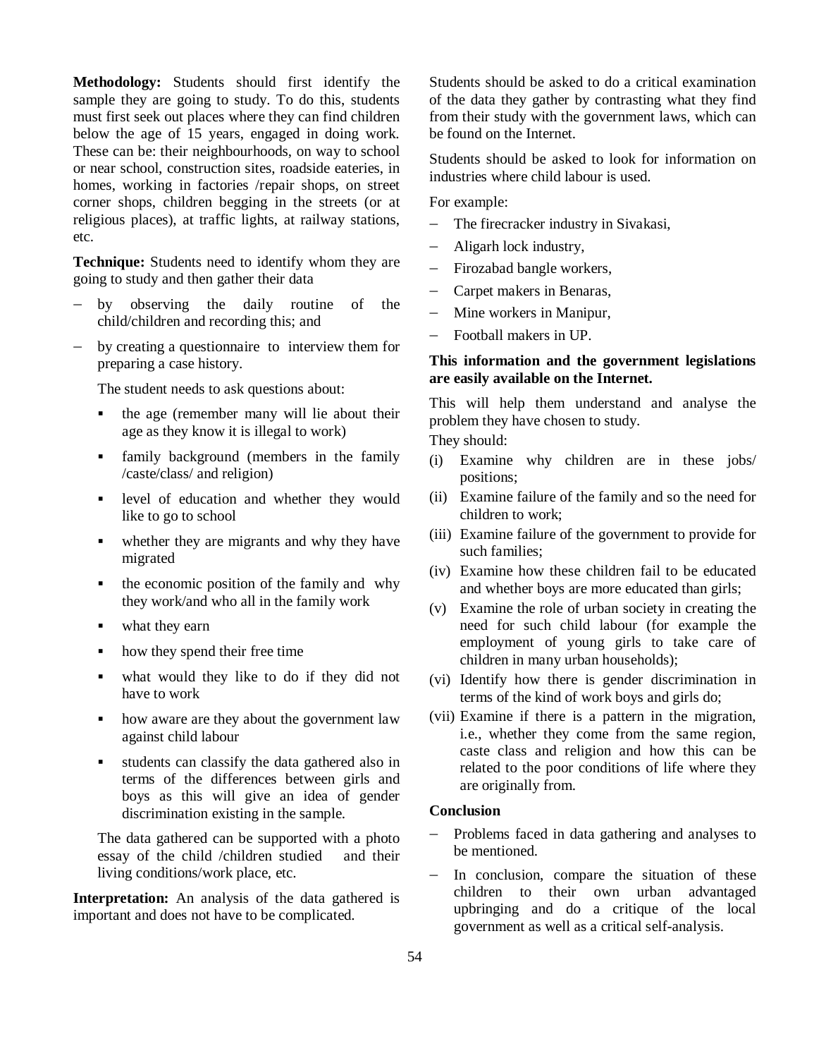**Methodology:** Students should first identify the sample they are going to study. To do this, students must first seek out places where they can find children below the age of 15 years, engaged in doing work. These can be: their neighbourhoods, on way to school or near school, construction sites, roadside eateries, in homes, working in factories /repair shops, on street corner shops, children begging in the streets (or at religious places), at traffic lights, at railway stations, etc.

**Technique:** Students need to identify whom they are going to study and then gather their data

- by observing the daily routine of the child/children and recording this; and
- by creating a questionnaire to interview them for preparing a case history.

  The student needs to ask questions about:

  - the age (remember many will lie about their age as they know it is illegal to work)
  - family background (members in the family /caste/class/ and religion)
  - level of education and whether they would like to go to school
  - whether they are migrants and why they have migrated
  - the economic position of the family and why they work/and who all in the family work
  - what they earn
  - how they spend their free time
  - what would they like to do if they did not have to work
  - how aware are they about the government law against child labour
  - students can classify the data gathered also in terms of the differences between girls and boys as this will give an idea of gender discrimination existing in the sample.

  The data gathered can be supported with a photo essay of the child /children studied and their living conditions/work place, etc.

**Interpretation:** An analysis of the data gathered is important and does not have to be complicated.

Students should be asked to do a critical examination of the data they gather by contrasting what they find from their study with the government laws, which can be found on the Internet.

Students should be asked to look for information on industries where child labour is used.

For example:

- The firecracker industry in Sivakasi,
- Aligarh lock industry,
- Firozabad bangle workers,
- Carpet makers in Benaras,
- Mine workers in Manipur,
- Football makers in UP.

**This information and the government legislations are easily available on the Internet.**

This will help them understand and analyse the problem they have chosen to study.

They should:

(i) Examine why children are in these jobs/ positions;

(ii) Examine failure of the family and so the need for children to work;

(iii) Examine failure of the government to provide for such families;

(iv) Examine how these children fail to be educated and whether boys are more educated than girls;

(v) Examine the role of urban society in creating the need for such child labour (for example the employment of young girls to take care of children in many urban households);

(vi) Identify how there is gender discrimination in terms of the kind of work boys and girls do;

(vii) Examine if there is a pattern in the migration, i.e., whether they come from the same region, caste class and religion and how this can be related to the poor conditions of life where they are originally from.

**Conclusion**

- Problems faced in data gathering and analyses to be mentioned.
- In conclusion, compare the situation of these children to their own urban advantaged upbringing and do a critique of the local government as well as a critical self-analysis.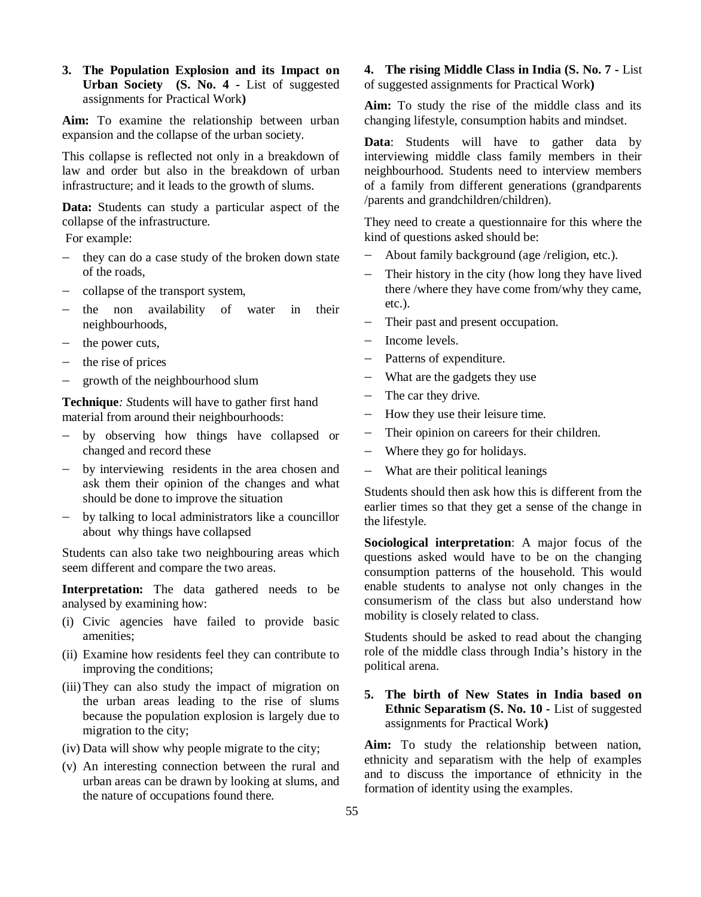**3. The Population Explosion and its Impact on Urban Society (S. No. 4 -** List of suggested assignments for Practical Work**)**

**Aim:** To examine the relationship between urban expansion and the collapse of the urban society.

This collapse is reflected not only in a breakdown of law and order but also in the breakdown of urban infrastructure; and it leads to the growth of slums.

**Data:** Students can study a particular aspect of the collapse of the infrastructure.

For example:

- they can do a case study of the broken down state of the roads,
- collapse of the transport system,
- the non availability of water in their neighbourhoods,
- the power cuts,
- the rise of prices
- growth of the neighbourhood slum

**Technique***: S*tudents will have to gather first hand material from around their neighbourhoods:

- by observing how things have collapsed or changed and record these
- by interviewing residents in the area chosen and ask them their opinion of the changes and what should be done to improve the situation
- by talking to local administrators like a councillor about why things have collapsed

Students can also take two neighbouring areas which seem different and compare the two areas.

**Interpretation:** The data gathered needs to be analysed by examining how:

(i) Civic agencies have failed to provide basic amenities;

(ii) Examine how residents feel they can contribute to improving the conditions;

(iii) They can also study the impact of migration on the urban areas leading to the rise of slums because the population explosion is largely due to migration to the city;

(iv) Data will show why people migrate to the city;

(v) An interesting connection between the rural and urban areas can be drawn by looking at slums, and the nature of occupations found there.

**4. The rising Middle Class in India (S. No. 7 -** List of suggested assignments for Practical Work**)**

**Aim:** To study the rise of the middle class and its changing lifestyle, consumption habits and mindset.

**Data**: Students will have to gather data by interviewing middle class family members in their neighbourhood. Students need to interview members of a family from different generations (grandparents /parents and grandchildren/children).

They need to create a questionnaire for this where the kind of questions asked should be:

- About family background (age /religion, etc.).
- Their history in the city (how long they have lived there /where they have come from/why they came, etc.).
- Their past and present occupation.
- Income levels.
- Patterns of expenditure.
- What are the gadgets they use
- The car they drive.
- How they use their leisure time.
- Their opinion on careers for their children.
- Where they go for holidays.
- What are their political leanings

Students should then ask how this is different from the earlier times so that they get a sense of the change in the lifestyle.

**Sociological interpretation**: A major focus of the questions asked would have to be on the changing consumption patterns of the household. This would enable students to analyse not only changes in the consumerism of the class but also understand how mobility is closely related to class.

Students should be asked to read about the changing role of the middle class through India's history in the political arena.

**5. The birth of New States in India based on Ethnic Separatism (S. No. 10 -** List of suggested assignments for Practical Work**)**

**Aim:** To study the relationship between nation, ethnicity and separatism with the help of examples and to discuss the importance of ethnicity in the formation of identity using the examples.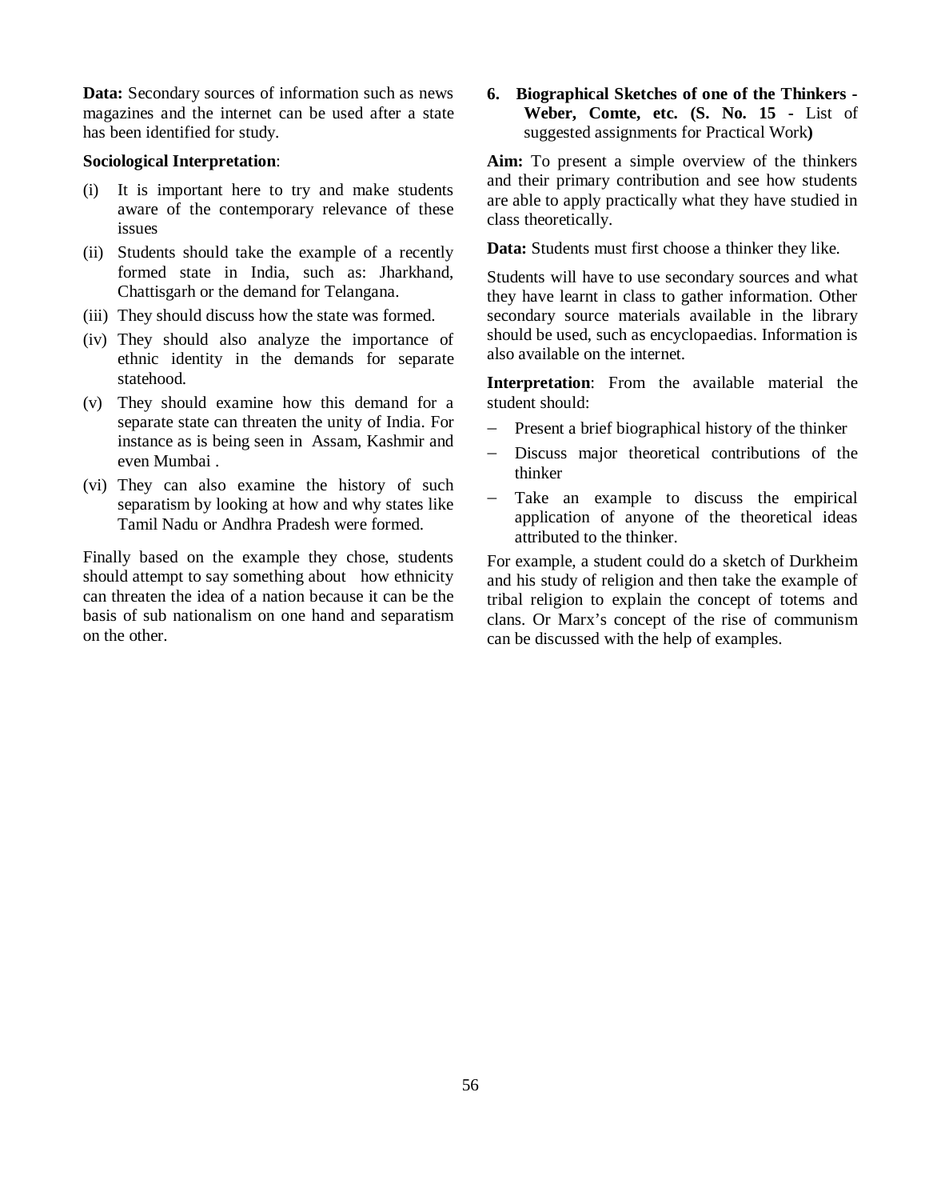**Data:** Secondary sources of information such as news magazines and the internet can be used after a state has been identified for study.

**Sociological Interpretation**:

(i) It is important here to try and make students aware of the contemporary relevance of these issues

(ii) Students should take the example of a recently formed state in India, such as: Jharkhand, Chattisgarh or the demand for Telangana.

(iii) They should discuss how the state was formed.

(iv) They should also analyze the importance of ethnic identity in the demands for separate statehood.

(v) They should examine how this demand for a separate state can threaten the unity of India. For instance as is being seen in Assam, Kashmir and even Mumbai .

(vi) They can also examine the history of such separatism by looking at how and why states like Tamil Nadu or Andhra Pradesh were formed.

Finally based on the example they chose, students should attempt to say something about how ethnicity can threaten the idea of a nation because it can be the basis of sub nationalism on one hand and separatism on the other.

**6. Biographical Sketches of one of the Thinkers - Weber, Comte, etc. (S. No. 15 -** List of suggested assignments for Practical Work**)**

**Aim:** To present a simple overview of the thinkers and their primary contribution and see how students are able to apply practically what they have studied in class theoretically.

**Data:** Students must first choose a thinker they like.

Students will have to use secondary sources and what they have learnt in class to gather information. Other secondary source materials available in the library should be used, such as encyclopaedias. Information is also available on the internet.

**Interpretation**: From the available material the student should:

- Present a brief biographical history of the thinker
- Discuss major theoretical contributions of the thinker
- Take an example to discuss the empirical application of anyone of the theoretical ideas attributed to the thinker.

For example, a student could do a sketch of Durkheim and his study of religion and then take the example of tribal religion to explain the concept of totems and clans. Or Marx's concept of the rise of communism can be discussed with the help of examples.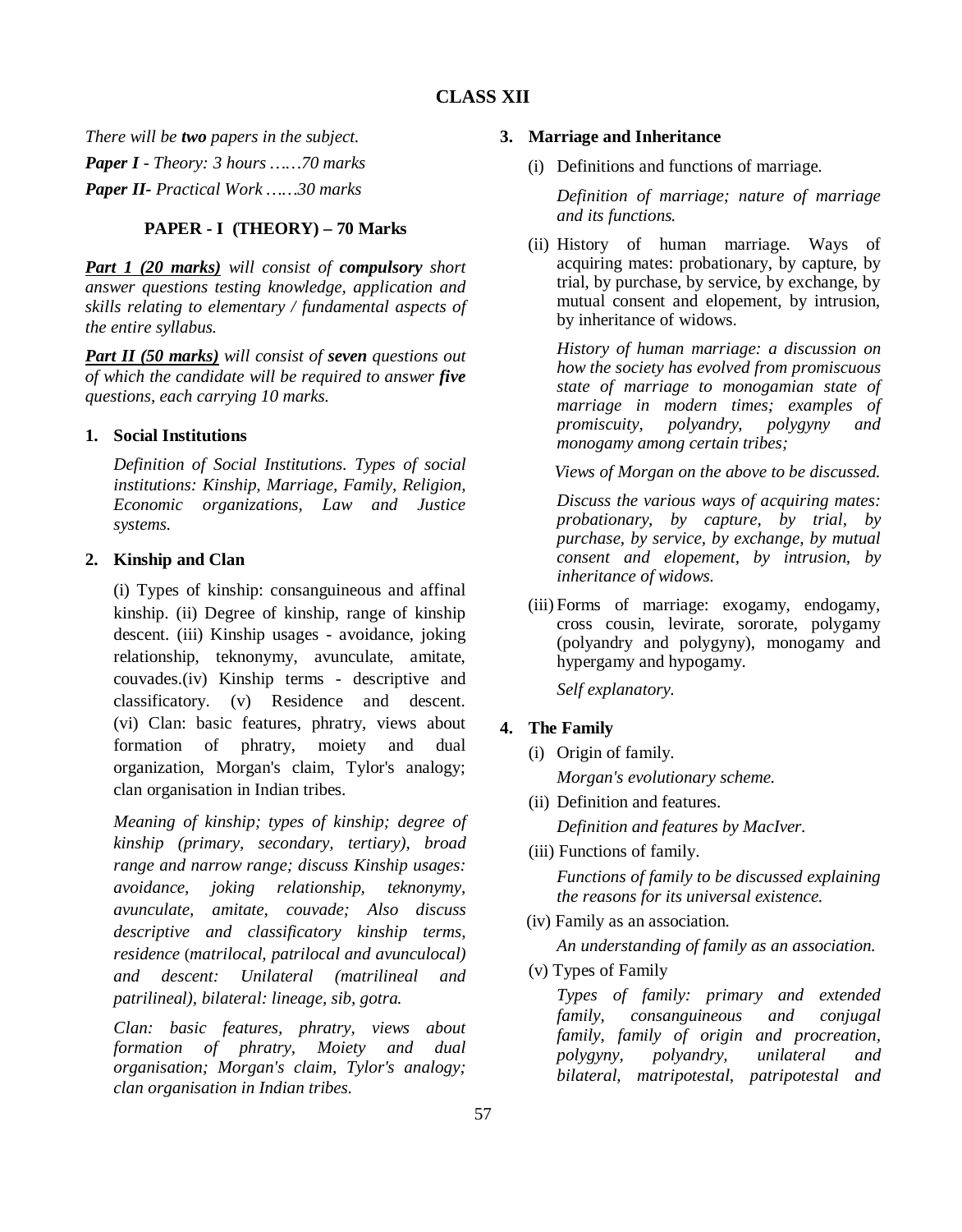## CLASS XII

*There will be **two** papers in the subject.*

***Paper I** - Theory: 3 hours ……70 marks*

***Paper II**- Practical Work …….30 marks*

### PAPER - I (THEORY) – 70 Marks

***Part 1 (20 marks)** will consist of **compulsory** short answer questions testing knowledge, application and skills relating to elementary / fundamental aspects of the entire syllabus.*

***Part II (50 marks)** will consist of **seven** questions out of which the candidate will be required to answer **five** questions, each carrying 10 marks.*

**1. Social Institutions**

*Definition of Social Institutions. Types of social institutions: Kinship, Marriage, Family, Religion, Economic organizations, Law and Justice systems.*

**2. Kinship and Clan**

(i) Types of kinship: consanguineous and affinal kinship. (ii) Degree of kinship, range of kinship descent. (iii) Kinship usages - avoidance, joking relationship, teknonymy, avunculate, amitate, couvades.(iv) Kinship terms - descriptive and classificatory. (v) Residence and descent. (vi) Clan: basic features, phratry, views about formation of phratry, moiety and dual organization, Morgan's claim, Tylor's analogy; clan organisation in Indian tribes.

*Meaning of kinship; types of kinship; degree of kinship (primary, secondary, tertiary), broad range and narrow range; discuss Kinship usages: avoidance, joking relationship, teknonymy, avunculate, amitate, couvade; Also discuss descriptive and classificatory kinship terms, residence (matrilocal, patrilocal and avunculocal) and descent: Unilateral (matrilineal and patrilineal), bilateral: lineage, sib, gotra.*

*Clan: basic features, phratry, views about formation of phratry, Moiety and dual organisation; Morgan's claim, Tylor's analogy; clan organisation in Indian tribes.*

**3. Marriage and Inheritance**

(i) Definitions and functions of marriage.

*Definition of marriage; nature of marriage and its functions.*

(ii) History of human marriage. Ways of acquiring mates: probationary, by capture, by trial, by purchase, by service, by exchange, by mutual consent and elopement, by intrusion, by inheritance of widows.

*History of human marriage: a discussion on how the society has evolved from promiscuous state of marriage to monogamian state of marriage in modern times; examples of promiscuity, polyandry, polygyny and monogamy among certain tribes;*

*Views of Morgan on the above to be discussed.*

*Discuss the various ways of acquiring mates: probationary, by capture, by trial, by purchase, by service, by exchange, by mutual consent and elopement, by intrusion, by inheritance of widows.*

(iii) Forms of marriage: exogamy, endogamy, cross cousin, levirate, sororate, polygamy (polyandry and polygyny), monogamy and hypergamy and hypogamy.

*Self explanatory.*

**4. The Family**

(i) Origin of family.

*Morgan's evolutionary scheme.*

(ii) Definition and features.

*Definition and features by MacIver.*

(iii) Functions of family.

*Functions of family to be discussed explaining the reasons for its universal existence.*

(iv) Family as an association.

*An understanding of family as an association.*

(v) Types of Family

*Types of family: primary and extended family, consanguineous and conjugal family, family of origin and procreation, polygyny, polyandry, unilateral and bilateral, matripotestal, patripotestal and*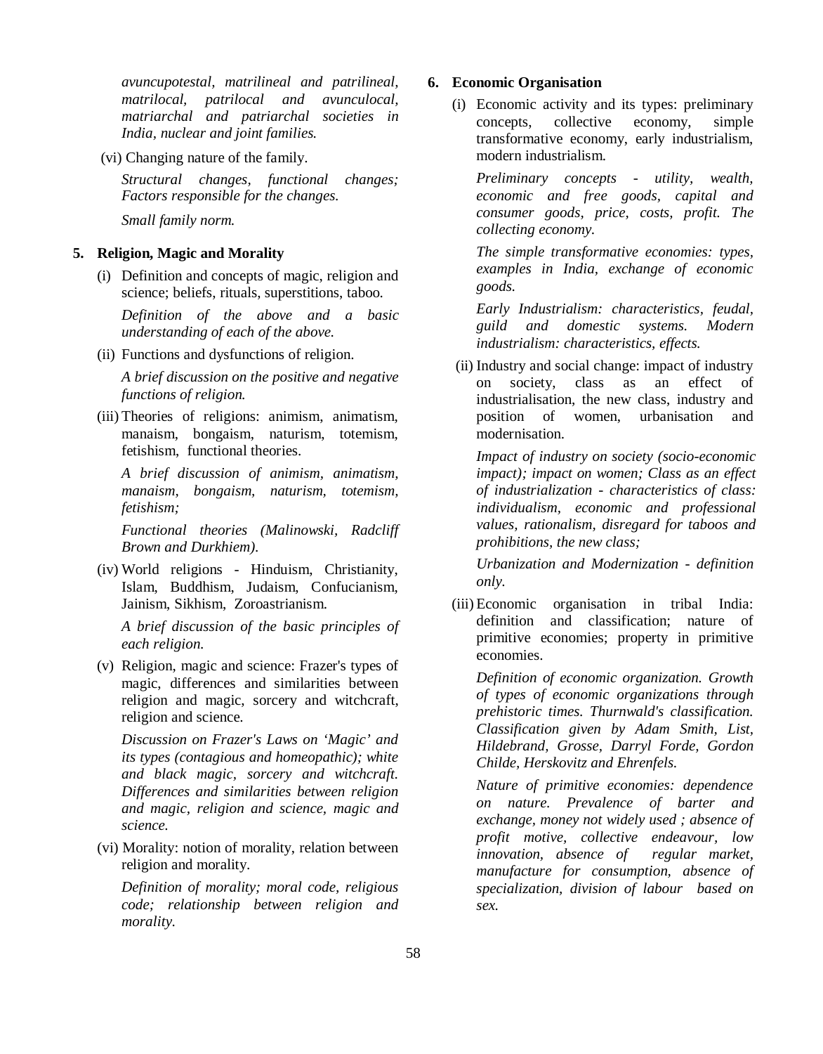*avuncupotestal, matrilineal and patrilineal, matrilocal, patrilocal and avunculocal, matriarchal and patriarchal societies in India, nuclear and joint families.*

(vi) Changing nature of the family.

*Structural changes, functional changes; Factors responsible for the changes.*

*Small family norm.*

**5. Religion, Magic and Morality**

(i) Definition and concepts of magic, religion and science; beliefs, rituals, superstitions, taboo.

*Definition of the above and a basic understanding of each of the above.*

(ii) Functions and dysfunctions of religion.

*A brief discussion on the positive and negative functions of religion.*

(iii) Theories of religions: animism, animatism, manaism, bongaism, naturism, totemism, fetishism, functional theories.

*A brief discussion of animism, animatism, manaism, bongaism, naturism, totemism, fetishism;*

*Functional theories (Malinowski, Radcliff Brown and Durkhiem).*

(iv) World religions - Hinduism, Christianity, Islam, Buddhism, Judaism, Confucianism, Jainism, Sikhism, Zoroastrianism.

*A brief discussion of the basic principles of each religion.*

(v) Religion, magic and science: Frazer's types of magic, differences and similarities between religion and magic, sorcery and witchcraft, religion and science.

*Discussion on Frazer's Laws on 'Magic' and its types (contagious and homeopathic); white and black magic, sorcery and witchcraft. Differences and similarities between religion and magic, religion and science, magic and science.*

(vi) Morality: notion of morality, relation between religion and morality.

*Definition of morality; moral code, religious code; relationship between religion and morality.*

**6. Economic Organisation**

(i) Economic activity and its types: preliminary concepts, collective economy, simple transformative economy, early industrialism, modern industrialism.

*Preliminary concepts - utility, wealth, economic and free goods, capital and consumer goods, price, costs, profit. The collecting economy.*

*The simple transformative economies: types, examples in India, exchange of economic goods.*

*Early Industrialism: characteristics, feudal, guild and domestic systems. Modern industrialism: characteristics, effects.*

(ii) Industry and social change: impact of industry on society, class as an effect of industrialisation, the new class, industry and position of women, urbanisation and modernisation.

*Impact of industry on society (socio-economic impact); impact on women; Class as an effect of industrialization - characteristics of class: individualism, economic and professional values, rationalism, disregard for taboos and prohibitions, the new class;*

*Urbanization and Modernization - definition only.*

(iii) Economic organisation in tribal India: definition and classification; nature of primitive economies; property in primitive economies.

*Definition of economic organization. Growth of types of economic organizations through prehistoric times. Thurnwald's classification. Classification given by Adam Smith, List, Hildebrand, Grosse, Darryl Forde, Gordon Childe, Herskovitz and Ehrenfels.*

*Nature of primitive economies: dependence on nature. Prevalence of barter and exchange, money not widely used ; absence of profit motive, collective endeavour, low innovation, absence of regular market, manufacture for consumption, absence of specialization, division of labour based on sex.*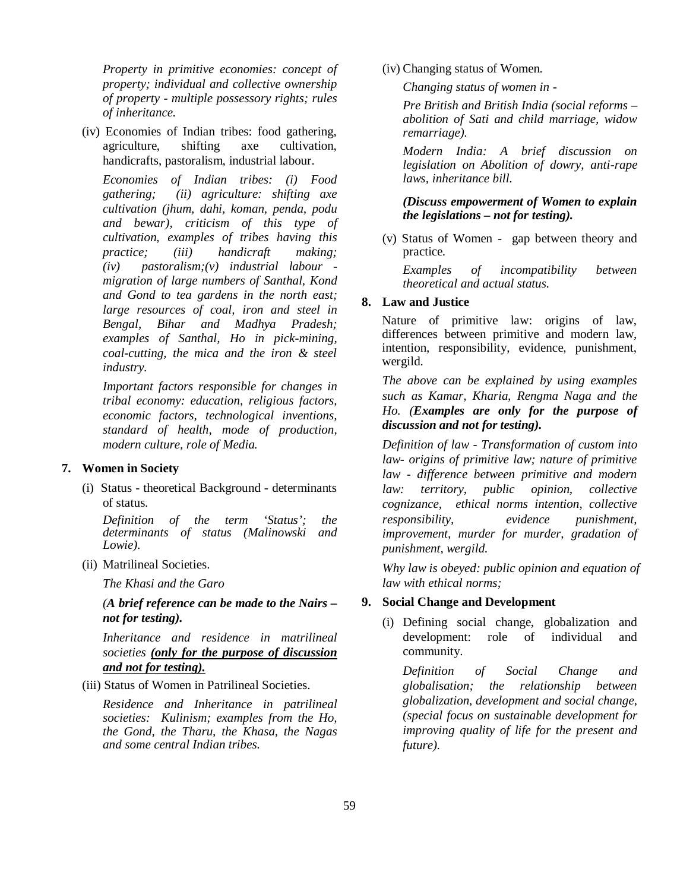*Property in primitive economies: concept of property; individual and collective ownership of property - multiple possessory rights; rules of inheritance.*

(iv) Economies of Indian tribes: food gathering, agriculture, shifting axe cultivation, handicrafts, pastoralism, industrial labour.

*Economies of Indian tribes: (i) Food gathering; (ii) agriculture: shifting axe cultivation (jhum, dahi, koman, penda, podu and bewar), criticism of this type of cultivation, examples of tribes having this practice; (iii) handicraft making; (iv) pastoralism;(v) industrial labour - migration of large numbers of Santhal, Kond and Gond to tea gardens in the north east; large resources of coal, iron and steel in Bengal, Bihar and Madhya Pradesh; examples of Santhal, Ho in pick-mining, coal-cutting, the mica and the iron & steel industry.*

*Important factors responsible for changes in tribal economy: education, religious factors, economic factors, technological inventions, standard of health, mode of production, modern culture, role of Media.*

**7. Women in Society**

(i) Status - theoretical Background - determinants of status.

*Definition of the term 'Status'; the determinants of status (Malinowski and Lowie).*

(ii) Matrilineal Societies.

*The Khasi and the Garo*

*(**A brief reference can be made to the Nairs – not for testing).***

*Inheritance and residence in matrilineal societies **<u>(only for the purpose of discussion and not for testing).</u>***

(iii) Status of Women in Patrilineal Societies.

*Residence and Inheritance in patrilineal societies: Kulinism; examples from the Ho, the Gond, the Tharu, the Khasa, the Nagas and some central Indian tribes.*

(iv) Changing status of Women.

*Changing status of women in -*

*Pre British and British India (social reforms – abolition of Sati and child marriage, widow remarriage).*

*Modern India: A brief discussion on legislation on Abolition of dowry, anti-rape laws, inheritance bill.*

***(Discuss empowerment of Women to explain the legislations – not for testing).***

(v) Status of Women - gap between theory and practice.

*Examples of incompatibility between theoretical and actual status.*

**8. Law and Justice**

Nature of primitive law: origins of law, differences between primitive and modern law, intention, responsibility, evidence, punishment, wergild.

*The above can be explained by using examples such as Kamar, Kharia, Rengma Naga and the Ho. (**Examples are only for the purpose of discussion and not for testing).***

*Definition of law - Transformation of custom into law- origins of primitive law; nature of primitive law - difference between primitive and modern law: territory, public opinion, collective cognizance, ethical norms intention, collective responsibility, evidence punishment, improvement, murder for murder, gradation of punishment, wergild.*

*Why law is obeyed: public opinion and equation of law with ethical norms;*

**9. Social Change and Development**

(i) Defining social change, globalization and development: role of individual and community.

*Definition of Social Change and globalisation; the relationship between globalization, development and social change, (special focus on sustainable development for improving quality of life for the present and future).*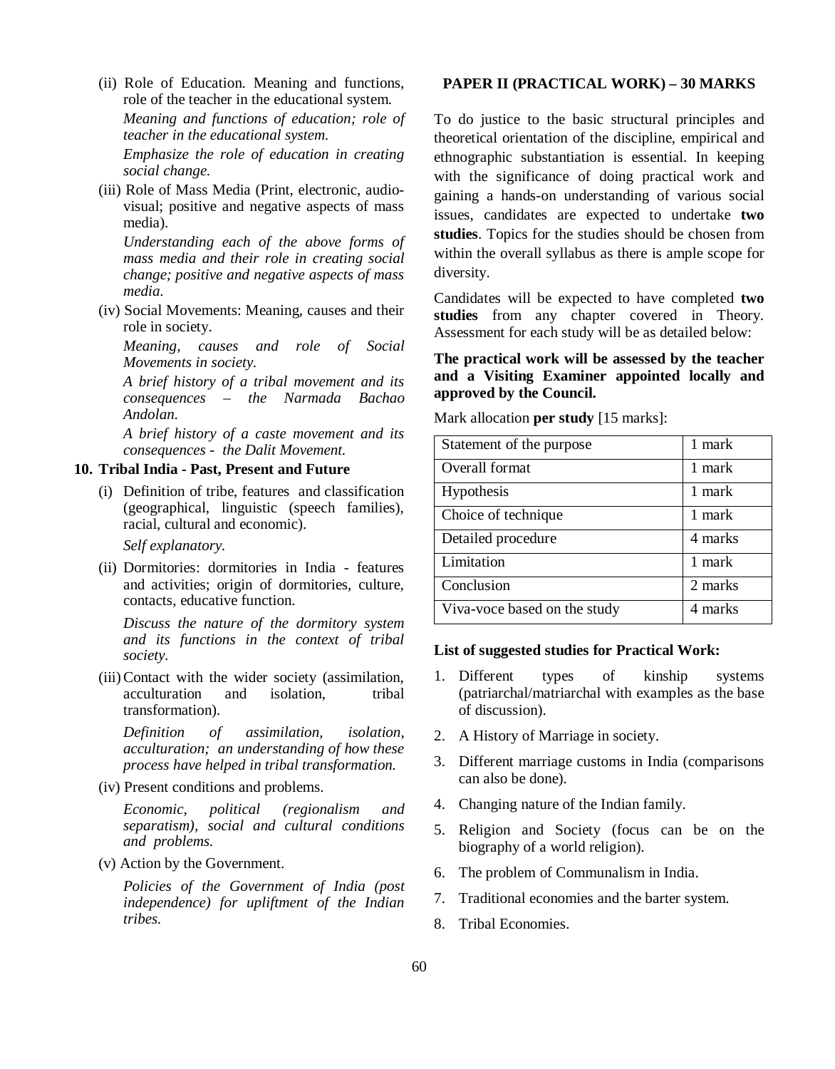(ii) Role of Education. Meaning and functions, role of the teacher in the educational system.

*Meaning and functions of education; role of teacher in the educational system.*

*Emphasize the role of education in creating social change.*

(iii) Role of Mass Media (Print, electronic, audio-visual; positive and negative aspects of mass media).

*Understanding each of the above forms of mass media and their role in creating social change; positive and negative aspects of mass media.*

(iv) Social Movements: Meaning, causes and their role in society.

*Meaning, causes and role of Social Movements in society.*

*A brief history of a tribal movement and its consequences – the Narmada Bachao Andolan.*

*A brief history of a caste movement and its consequences - the Dalit Movement.*

### 10. Tribal India - Past, Present and Future

(i) Definition of tribe, features and classification (geographical, linguistic (speech families), racial, cultural and economic).

*Self explanatory.*

(ii) Dormitories: dormitories in India - features and activities; origin of dormitories, culture, contacts, educative function.

*Discuss the nature of the dormitory system and its functions in the context of tribal society.*

(iii) Contact with the wider society (assimilation, acculturation and isolation, tribal transformation).

*Definition of assimilation, isolation, acculturation; an understanding of how these process have helped in tribal transformation.*

(iv) Present conditions and problems.

*Economic, political (regionalism and separatism), social and cultural conditions and problems.*

(v) Action by the Government.

*Policies of the Government of India (post independence) for upliftment of the Indian tribes.*

## PAPER II (PRACTICAL WORK) – 30 MARKS

To do justice to the basic structural principles and theoretical orientation of the discipline, empirical and ethnographic substantiation is essential. In keeping with the significance of doing practical work and gaining a hands-on understanding of various social issues, candidates are expected to undertake **two studies**. Topics for the studies should be chosen from within the overall syllabus as there is ample scope for diversity.

Candidates will be expected to have completed **two studies** from any chapter covered in Theory. Assessment for each study will be as detailed below:

**The practical work will be assessed by the teacher and a Visiting Examiner appointed locally and approved by the Council.**

Mark allocation **per study** [15 marks]:

| Statement of the purpose | 1 mark |
|---|---|
| Overall format | 1 mark |
| Hypothesis | 1 mark |
| Choice of technique | 1 mark |
| Detailed procedure | 4 marks |
| Limitation | 1 mark |
| Conclusion | 2 marks |
| Viva-voce based on the study | 4 marks |

**List of suggested studies for Practical Work:**

1. Different types of kinship systems (patriarchal/matriarchal with examples as the base of discussion).
2. A History of Marriage in society.
3. Different marriage customs in India (comparisons can also be done).
4. Changing nature of the Indian family.
5. Religion and Society (focus can be on the biography of a world religion).
6. The problem of Communalism in India.
7. Traditional economies and the barter system.
8. Tribal Economies.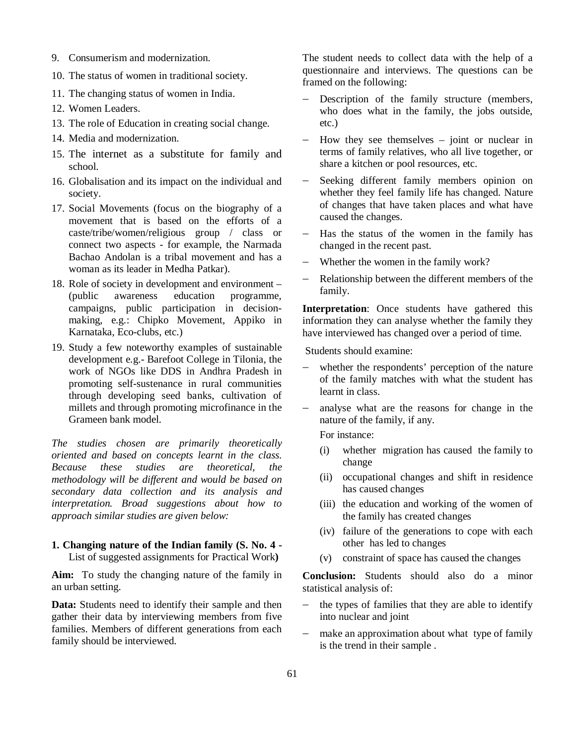9. Consumerism and modernization.
10. The status of women in traditional society.
11. The changing status of women in India.
12. Women Leaders.
13. The role of Education in creating social change.
14. Media and modernization.
15. The internet as a substitute for family and school.
16. Globalisation and its impact on the individual and society.
17. Social Movements (focus on the biography of a movement that is based on the efforts of a caste/tribe/women/religious group / class or connect two aspects - for example, the Narmada Bachao Andolan is a tribal movement and has a woman as its leader in Medha Patkar).
18. Role of society in development and environment – (public awareness education programme, campaigns, public participation in decision-making, e.g.: Chipko Movement, Appiko in Karnataka, Eco-clubs, etc.)
19. Study a few noteworthy examples of sustainable development e.g.- Barefoot College in Tilonia, the work of NGOs like DDS in Andhra Pradesh in promoting self-sustenance in rural communities through developing seed banks, cultivation of millets and through promoting microfinance in the Grameen bank model.

*The studies chosen are primarily theoretically oriented and based on concepts learnt in the class. Because these studies are theoretical, the methodology will be different and would be based on secondary data collection and its analysis and interpretation. Broad suggestions about how to approach similar studies are given below:*

**1. Changing nature of the Indian family (S. No. 4 -** List of suggested assignments for Practical Work**)**

**Aim:** To study the changing nature of the family in an urban setting.

**Data:** Students need to identify their sample and then gather their data by interviewing members from five families. Members of different generations from each family should be interviewed.

The student needs to collect data with the help of a questionnaire and interviews. The questions can be framed on the following:

- Description of the family structure (members, who does what in the family, the jobs outside, etc.)
- How they see themselves – joint or nuclear in terms of family relatives, who all live together, or share a kitchen or pool resources, etc.
- Seeking different family members opinion on whether they feel family life has changed. Nature of changes that have taken places and what have caused the changes.
- Has the status of the women in the family has changed in the recent past.
- Whether the women in the family work?
- Relationship between the different members of the family.

**Interpretation**: Once students have gathered this information they can analyse whether the family they have interviewed has changed over a period of time.

Students should examine:

- whether the respondents' perception of the nature of the family matches with what the student has learnt in class.
- analyse what are the reasons for change in the nature of the family, if any.

  For instance:

  (i) whether migration has caused the family to change

  (ii) occupational changes and shift in residence has caused changes

  (iii) the education and working of the women of the family has created changes

  (iv) failure of the generations to cope with each other has led to changes

  (v) constraint of space has caused the changes

**Conclusion:** Students should also do a minor statistical analysis of:

- the types of families that they are able to identify into nuclear and joint
- make an approximation about what type of family is the trend in their sample .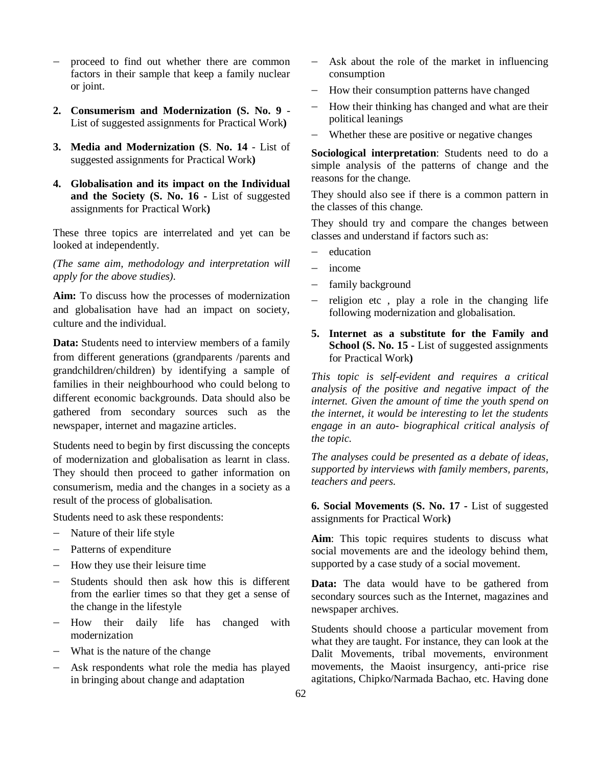- proceed to find out whether there are common factors in their sample that keep a family nuclear or joint.

2. **Consumerism and Modernization (S. No. 9** - List of suggested assignments for Practical Work**)**

3. **Media and Modernization (S. No. 14** - List of suggested assignments for Practical Work**)**

4. **Globalisation and its impact on the Individual and the Society (S. No. 16 -** List of suggested assignments for Practical Work**)**

These three topics are interrelated and yet can be looked at independently.

*(The same aim, methodology and interpretation will apply for the above studies).*

**Aim:** To discuss how the processes of modernization and globalisation have had an impact on society, culture and the individual.

**Data:** Students need to interview members of a family from different generations (grandparents /parents and grandchildren/children) by identifying a sample of families in their neighbourhood who could belong to different economic backgrounds. Data should also be gathered from secondary sources such as the newspaper, internet and magazine articles.

Students need to begin by first discussing the concepts of modernization and globalisation as learnt in class. They should then proceed to gather information on consumerism, media and the changes in a society as a result of the process of globalisation.

Students need to ask these respondents:

- Nature of their life style
- Patterns of expenditure
- How they use their leisure time
- Students should then ask how this is different from the earlier times so that they get a sense of the change in the lifestyle
- How their daily life has changed with modernization
- What is the nature of the change
- Ask respondents what role the media has played in bringing about change and adaptation
- Ask about the role of the market in influencing consumption
- How their consumption patterns have changed
- How their thinking has changed and what are their political leanings
- Whether these are positive or negative changes

**Sociological interpretation**: Students need to do a simple analysis of the patterns of change and the reasons for the change.

They should also see if there is a common pattern in the classes of this change.

They should try and compare the changes between classes and understand if factors such as:

- education
- income
- family background
- religion etc , play a role in the changing life following modernization and globalisation.

5. **Internet as a substitute for the Family and School (S. No. 15 -** List of suggested assignments for Practical Work**)**

*This topic is self-evident and requires a critical analysis of the positive and negative impact of the internet. Given the amount of time the youth spend on the internet, it would be interesting to let the students engage in an auto- biographical critical analysis of the topic.*

*The analyses could be presented as a debate of ideas, supported by interviews with family members, parents, teachers and peers.*

**6. Social Movements (S. No. 17 -** List of suggested assignments for Practical Work**)**

**Aim**: This topic requires students to discuss what social movements are and the ideology behind them, supported by a case study of a social movement.

**Data:** The data would have to be gathered from secondary sources such as the Internet, magazines and newspaper archives.

Students should choose a particular movement from what they are taught. For instance, they can look at the Dalit Movements, tribal movements, environment movements, the Maoist insurgency, anti-price rise agitations, Chipko/Narmada Bachao, etc. Having done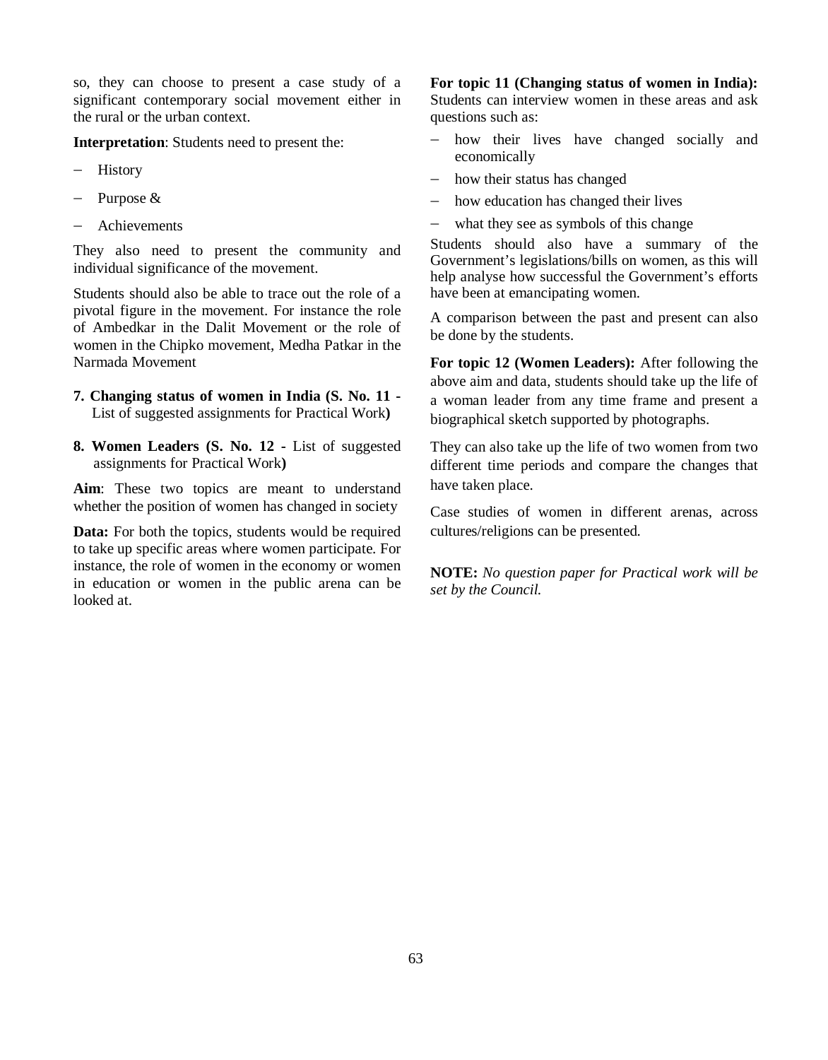so, they can choose to present a case study of a significant contemporary social movement either in the rural or the urban context.

**Interpretation**: Students need to present the:

- History
- Purpose &
- Achievements

They also need to present the community and individual significance of the movement.

Students should also be able to trace out the role of a pivotal figure in the movement. For instance the role of Ambedkar in the Dalit Movement or the role of women in the Chipko movement, Medha Patkar in the Narmada Movement

**7. Changing status of women in India (S. No. 11 -** List of suggested assignments for Practical Work**)**

**8. Women Leaders (S. No. 12 -** List of suggested assignments for Practical Work**)**

**Aim**: These two topics are meant to understand whether the position of women has changed in society

**Data:** For both the topics, students would be required to take up specific areas where women participate. For instance, the role of women in the economy or women in education or women in the public arena can be looked at.

**For topic 11 (Changing status of women in India):** Students can interview women in these areas and ask questions such as:

- how their lives have changed socially and economically
- how their status has changed
- how education has changed their lives
- what they see as symbols of this change

Students should also have a summary of the Government's legislations/bills on women, as this will help analyse how successful the Government's efforts have been at emancipating women.

A comparison between the past and present can also be done by the students.

**For topic 12 (Women Leaders):** After following the above aim and data, students should take up the life of a woman leader from any time frame and present a biographical sketch supported by photographs.

They can also take up the life of two women from two different time periods and compare the changes that have taken place.

Case studies of women in different arenas, across cultures/religions can be presented.

**NOTE:** *No question paper for Practical work will be set by the Council.*